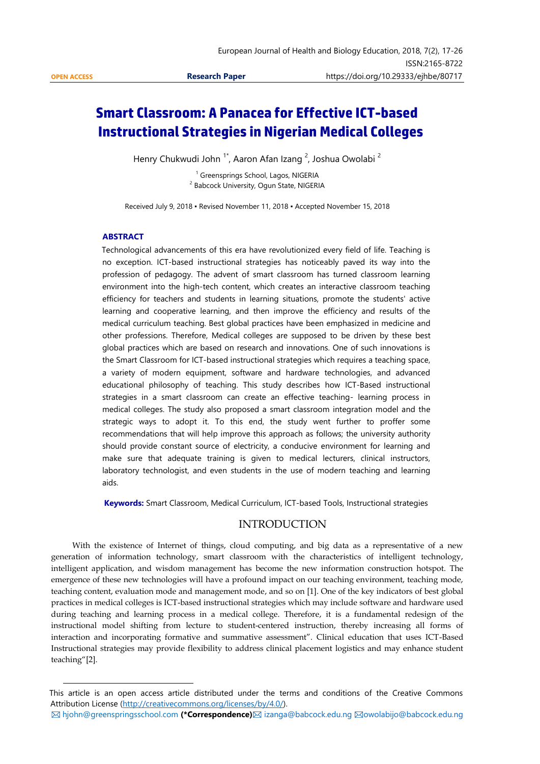OPEN ACCESS | Research Paper | https://doi.org/10.29333/ejhbe/80717

# Smart Classroom: A Panacea for Effective ICT-based Instructional Strategies in Nigerian Medical Colleges

Henry Chukwudi John [1*], Aaron Afan Izang [2], Joshua Owolabi [2]

[1] Greensprings School, Lagos, NIGERIA
[2] Babcock University, Ogun State, NIGERIA

Received July 9, 2018 ▪ Revised November 11, 2018 ▪ Accepted November 15, 2018

## ABSTRACT

Technological advancements of this era have revolutionized every field of life. Teaching is no exception. ICT-based instructional strategies has noticeably paved its way into the profession of pedagogy. The advent of smart classroom has turned classroom learning environment into the high-tech content, which creates an interactive classroom teaching efficiency for teachers and students in learning situations, promote the students' active learning and cooperative learning, and then improve the efficiency and results of the medical curriculum teaching. Best global practices have been emphasized in medicine and other professions. Therefore, Medical colleges are supposed to be driven by these best global practices which are based on research and innovations. One of such innovations is the Smart Classroom for ICT-based instructional strategies which requires a teaching space, a variety of modern equipment, software and hardware technologies, and advanced educational philosophy of teaching. This study describes how ICT-Based instructional strategies in a smart classroom can create an effective teaching- learning process in medical colleges. The study also proposed a smart classroom integration model and the strategic ways to adopt it. To this end, the study went further to proffer some recommendations that will help improve this approach as follows; the university authority should provide constant source of electricity, a conducive environment for learning and make sure that adequate training is given to medical lecturers, clinical instructors, laboratory technologist, and even students in the use of modern teaching and learning aids.

**Keywords:** Smart Classroom, Medical Curriculum, ICT-based Tools, Instructional strategies

## INTRODUCTION

With the existence of Internet of things, cloud computing, and big data as a representative of a new generation of information technology, smart classroom with the characteristics of intelligent technology, intelligent application, and wisdom management has become the new information construction hotspot. The emergence of these new technologies will have a profound impact on our teaching environment, teaching mode, teaching content, evaluation mode and management mode, and so on [1]. One of the key indicators of best global practices in medical colleges is ICT-based instructional strategies which may include software and hardware used during teaching and learning process in a medical college. Therefore, it is a fundamental redesign of the instructional model shifting from lecture to student-centered instruction, thereby increasing all forms of interaction and incorporating formative and summative assessment". Clinical education that uses ICT-Based Instructional strategies may provide flexibility to address clinical placement logistics and may enhance student teaching"[2].

---

This article is an open access article distributed under the terms and conditions of the Creative Commons Attribution License (http://creativecommons.org/licenses/by/4.0/).

✉ hjohn@greenspringsschool.com **(*Correspondence)** ✉ izanga@babcock.edu.ng ✉ owolabijo@babcock.edu.ng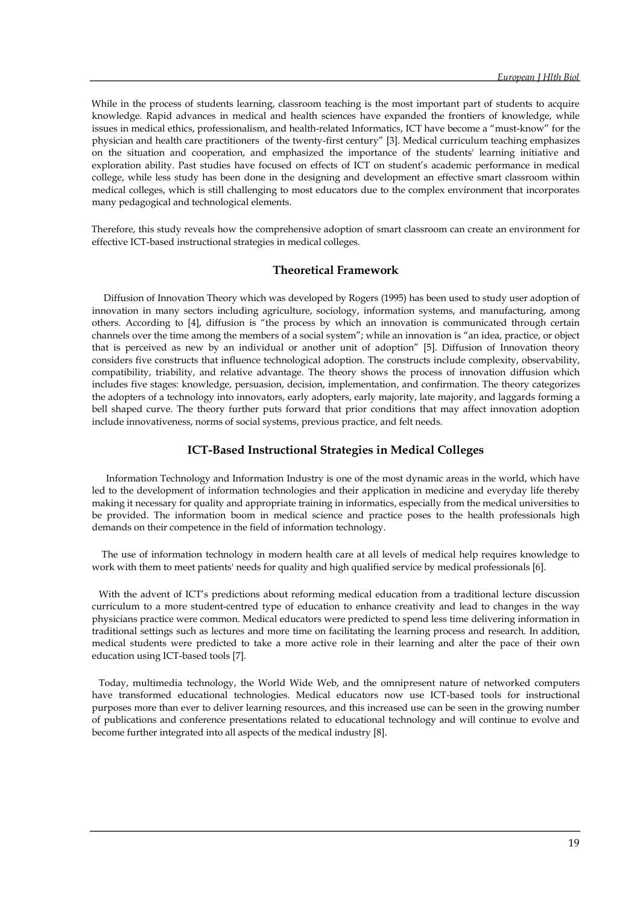While in the process of students learning, classroom teaching is the most important part of students to acquire knowledge. Rapid advances in medical and health sciences have expanded the frontiers of knowledge, while issues in medical ethics, professionalism, and health-related Informatics, ICT have become a "must-know" for the physician and health care practitioners of the twenty-first century" [3]. Medical curriculum teaching emphasizes on the situation and cooperation, and emphasized the importance of the students' learning initiative and exploration ability. Past studies have focused on effects of ICT on student's academic performance in medical college, while less study has been done in the designing and development an effective smart classroom within medical colleges, which is still challenging to most educators due to the complex environment that incorporates many pedagogical and technological elements.

Therefore, this study reveals how the comprehensive adoption of smart classroom can create an environment for effective ICT-based instructional strategies in medical colleges.

## Theoretical Framework

Diffusion of Innovation Theory which was developed by Rogers (1995) has been used to study user adoption of innovation in many sectors including agriculture, sociology, information systems, and manufacturing, among others. According to [4], diffusion is "the process by which an innovation is communicated through certain channels over the time among the members of a social system"; while an innovation is "an idea, practice, or object that is perceived as new by an individual or another unit of adoption" [5]. Diffusion of Innovation theory considers five constructs that influence technological adoption. The constructs include complexity, observability, compatibility, triability, and relative advantage. The theory shows the process of innovation diffusion which includes five stages: knowledge, persuasion, decision, implementation, and confirmation. The theory categorizes the adopters of a technology into innovators, early adopters, early majority, late majority, and laggards forming a bell shaped curve. The theory further puts forward that prior conditions that may affect innovation adoption include innovativeness, norms of social systems, previous practice, and felt needs.

## ICT-Based Instructional Strategies in Medical Colleges

Information Technology and Information Industry is one of the most dynamic areas in the world, which have led to the development of information technologies and their application in medicine and everyday life thereby making it necessary for quality and appropriate training in informatics, especially from the medical universities to be provided. The information boom in medical science and practice poses to the health professionals high demands on their competence in the field of information technology.

The use of information technology in modern health care at all levels of medical help requires knowledge to work with them to meet patients' needs for quality and high qualified service by medical professionals [6].

With the advent of ICT's predictions about reforming medical education from a traditional lecture discussion curriculum to a more student-centred type of education to enhance creativity and lead to changes in the way physicians practice were common. Medical educators were predicted to spend less time delivering information in traditional settings such as lectures and more time on facilitating the learning process and research. In addition, medical students were predicted to take a more active role in their learning and alter the pace of their own education using ICT-based tools [7].

Today, multimedia technology, the World Wide Web, and the omnipresent nature of networked computers have transformed educational technologies. Medical educators now use ICT-based tools for instructional purposes more than ever to deliver learning resources, and this increased use can be seen in the growing number of publications and conference presentations related to educational technology and will continue to evolve and become further integrated into all aspects of the medical industry [8].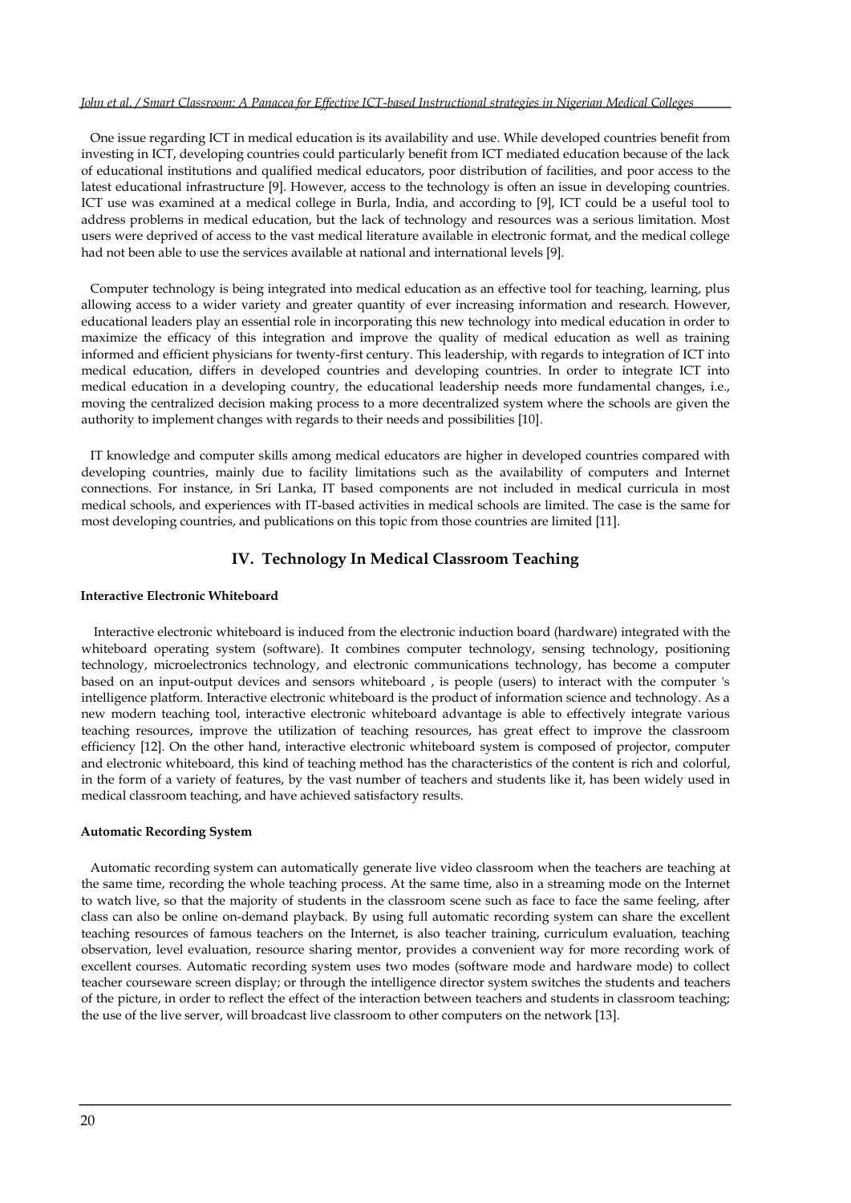One issue regarding ICT in medical education is its availability and use. While developed countries benefit from investing in ICT, developing countries could particularly benefit from ICT mediated education because of the lack of educational institutions and qualified medical educators, poor distribution of facilities, and poor access to the latest educational infrastructure [9]. However, access to the technology is often an issue in developing countries. ICT use was examined at a medical college in Burla, India, and according to [9], ICT could be a useful tool to address problems in medical education, but the lack of technology and resources was a serious limitation. Most users were deprived of access to the vast medical literature available in electronic format, and the medical college had not been able to use the services available at national and international levels [9].

Computer technology is being integrated into medical education as an effective tool for teaching, learning, plus allowing access to a wider variety and greater quantity of ever increasing information and research. However, educational leaders play an essential role in incorporating this new technology into medical education in order to maximize the efficacy of this integration and improve the quality of medical education as well as training informed and efficient physicians for twenty-first century. This leadership, with regards to integration of ICT into medical education, differs in developed countries and developing countries. In order to integrate ICT into medical education in a developing country, the educational leadership needs more fundamental changes, i.e., moving the centralized decision making process to a more decentralized system where the schools are given the authority to implement changes with regards to their needs and possibilities [10].

IT knowledge and computer skills among medical educators are higher in developed countries compared with developing countries, mainly due to facility limitations such as the availability of computers and Internet connections. For instance, in Sri Lanka, IT based components are not included in medical curricula in most medical schools, and experiences with IT-based activities in medical schools are limited. The case is the same for most developing countries, and publications on this topic from those countries are limited [11].

## IV. Technology In Medical Classroom Teaching

**Interactive Electronic Whiteboard**

Interactive electronic whiteboard is induced from the electronic induction board (hardware) integrated with the whiteboard operating system (software). It combines computer technology, sensing technology, positioning technology, microelectronics technology, and electronic communications technology, has become a computer based on an input-output devices and sensors whiteboard , is people (users) to interact with the computer 's intelligence platform. Interactive electronic whiteboard is the product of information science and technology. As a new modern teaching tool, interactive electronic whiteboard advantage is able to effectively integrate various teaching resources, improve the utilization of teaching resources, has great effect to improve the classroom efficiency [12]. On the other hand, interactive electronic whiteboard system is composed of projector, computer and electronic whiteboard, this kind of teaching method has the characteristics of the content is rich and colorful, in the form of a variety of features, by the vast number of teachers and students like it, has been widely used in medical classroom teaching, and have achieved satisfactory results.

**Automatic Recording System**

Automatic recording system can automatically generate live video classroom when the teachers are teaching at the same time, recording the whole teaching process. At the same time, also in a streaming mode on the Internet to watch live, so that the majority of students in the classroom scene such as face to face the same feeling, after class can also be online on-demand playback. By using full automatic recording system can share the excellent teaching resources of famous teachers on the Internet, is also teacher training, curriculum evaluation, teaching observation, level evaluation, resource sharing mentor, provides a convenient way for more recording work of excellent courses. Automatic recording system uses two modes (software mode and hardware mode) to collect teacher courseware screen display; or through the intelligence director system switches the students and teachers of the picture, in order to reflect the effect of the interaction between teachers and students in classroom teaching; the use of the live server, will broadcast live classroom to other computers on the network [13].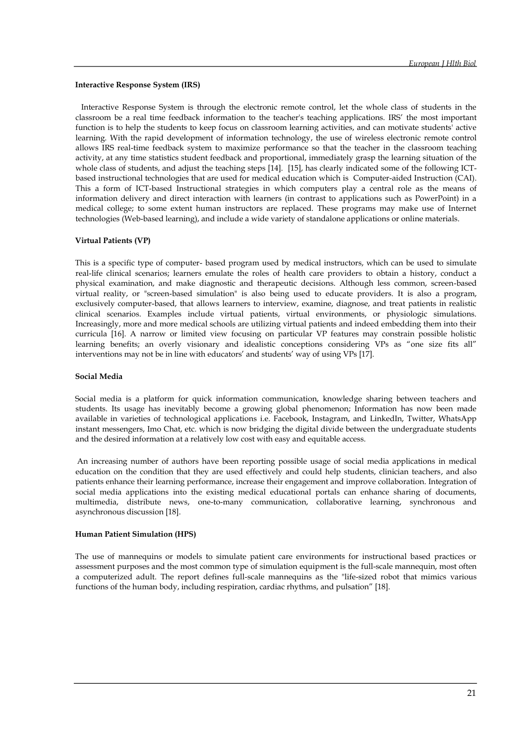**Interactive Response System (IRS)**

Interactive Response System is through the electronic remote control, let the whole class of students in the classroom be a real time feedback information to the teacher's teaching applications. IRS' the most important function is to help the students to keep focus on classroom learning activities, and can motivate students' active learning. With the rapid development of information technology, the use of wireless electronic remote control allows IRS real-time feedback system to maximize performance so that the teacher in the classroom teaching activity, at any time statistics student feedback and proportional, immediately grasp the learning situation of the whole class of students, and adjust the teaching steps [14]. [15], has clearly indicated some of the following ICT-based instructional technologies that are used for medical education which is Computer-aided Instruction (CAI). This a form of ICT-based Instructional strategies in which computers play a central role as the means of information delivery and direct interaction with learners (in contrast to applications such as PowerPoint) in a medical college; to some extent human instructors are replaced. These programs may make use of Internet technologies (Web-based learning), and include a wide variety of standalone applications or online materials.

**Virtual Patients (VP)**

This is a specific type of computer- based program used by medical instructors, which can be used to simulate real-life clinical scenarios; learners emulate the roles of health care providers to obtain a history, conduct a physical examination, and make diagnostic and therapeutic decisions. Although less common, screen-based virtual reality, or "screen-based simulation" is also being used to educate providers. It is also a program, exclusively computer-based, that allows learners to interview, examine, diagnose, and treat patients in realistic clinical scenarios. Examples include virtual patients, virtual environments, or physiologic simulations. Increasingly, more and more medical schools are utilizing virtual patients and indeed embedding them into their curricula [16]. A narrow or limited view focusing on particular VP features may constrain possible holistic learning benefits; an overly visionary and idealistic conceptions considering VPs as "one size fits all" interventions may not be in line with educators' and students' way of using VPs [17].

**Social Media**

Social media is a platform for quick information communication, knowledge sharing between teachers and students. Its usage has inevitably become a growing global phenomenon; Information has now been made available in varieties of technological applications i.e. Facebook, Instagram, and LinkedIn, Twitter, WhatsApp instant messengers, Imo Chat, etc. which is now bridging the digital divide between the undergraduate students and the desired information at a relatively low cost with easy and equitable access.

An increasing number of authors have been reporting possible usage of social media applications in medical education on the condition that they are used effectively and could help students, clinician teachers, and also patients enhance their learning performance, increase their engagement and improve collaboration. Integration of social media applications into the existing medical educational portals can enhance sharing of documents, multimedia, distribute news, one-to-many communication, collaborative learning, synchronous and asynchronous discussion [18].

**Human Patient Simulation (HPS)**

The use of mannequins or models to simulate patient care environments for instructional based practices or assessment purposes and the most common type of simulation equipment is the full-scale mannequin, most often a computerized adult. The report defines full-scale mannequins as the "life-sized robot that mimics various functions of the human body, including respiration, cardiac rhythms, and pulsation" [18].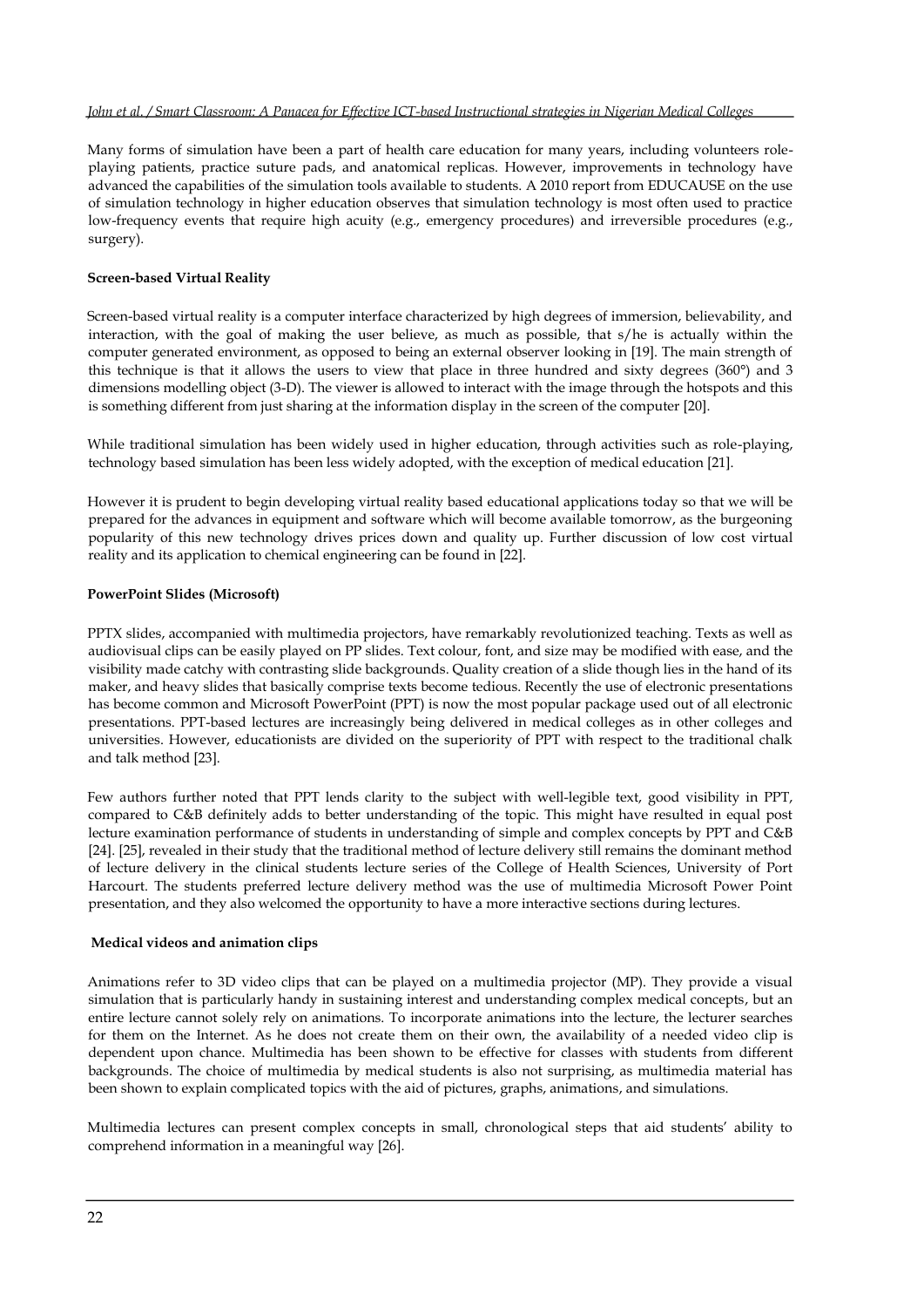Many forms of simulation have been a part of health care education for many years, including volunteers role-playing patients, practice suture pads, and anatomical replicas. However, improvements in technology have advanced the capabilities of the simulation tools available to students. A 2010 report from EDUCAUSE on the use of simulation technology in higher education observes that simulation technology is most often used to practice low-frequency events that require high acuity (e.g., emergency procedures) and irreversible procedures (e.g., surgery).

**Screen-based Virtual Reality**

Screen-based virtual reality is a computer interface characterized by high degrees of immersion, believability, and interaction, with the goal of making the user believe, as much as possible, that s/he is actually within the computer generated environment, as opposed to being an external observer looking in [19]. The main strength of this technique is that it allows the users to view that place in three hundred and sixty degrees (360°) and 3 dimensions modelling object (3-D). The viewer is allowed to interact with the image through the hotspots and this is something different from just sharing at the information display in the screen of the computer [20].

While traditional simulation has been widely used in higher education, through activities such as role-playing, technology based simulation has been less widely adopted, with the exception of medical education [21].

However it is prudent to begin developing virtual reality based educational applications today so that we will be prepared for the advances in equipment and software which will become available tomorrow, as the burgeoning popularity of this new technology drives prices down and quality up. Further discussion of low cost virtual reality and its application to chemical engineering can be found in [22].

**PowerPoint Slides (Microsoft)**

PPTX slides, accompanied with multimedia projectors, have remarkably revolutionized teaching. Texts as well as audiovisual clips can be easily played on PP slides. Text colour, font, and size may be modified with ease, and the visibility made catchy with contrasting slide backgrounds. Quality creation of a slide though lies in the hand of its maker, and heavy slides that basically comprise texts become tedious. Recently the use of electronic presentations has become common and Microsoft PowerPoint (PPT) is now the most popular package used out of all electronic presentations. PPT-based lectures are increasingly being delivered in medical colleges as in other colleges and universities. However, educationists are divided on the superiority of PPT with respect to the traditional chalk and talk method [23].

Few authors further noted that PPT lends clarity to the subject with well-legible text, good visibility in PPT, compared to C&B definitely adds to better understanding of the topic. This might have resulted in equal post lecture examination performance of students in understanding of simple and complex concepts by PPT and C&B [24]. [25], revealed in their study that the traditional method of lecture delivery still remains the dominant method of lecture delivery in the clinical students lecture series of the College of Health Sciences, University of Port Harcourt. The students preferred lecture delivery method was the use of multimedia Microsoft Power Point presentation, and they also welcomed the opportunity to have a more interactive sections during lectures.

**Medical videos and animation clips**

Animations refer to 3D video clips that can be played on a multimedia projector (MP). They provide a visual simulation that is particularly handy in sustaining interest and understanding complex medical concepts, but an entire lecture cannot solely rely on animations. To incorporate animations into the lecture, the lecturer searches for them on the Internet. As he does not create them on their own, the availability of a needed video clip is dependent upon chance. Multimedia has been shown to be effective for classes with students from different backgrounds. The choice of multimedia by medical students is also not surprising, as multimedia material has been shown to explain complicated topics with the aid of pictures, graphs, animations, and simulations.

Multimedia lectures can present complex concepts in small, chronological steps that aid students' ability to comprehend information in a meaningful way [26].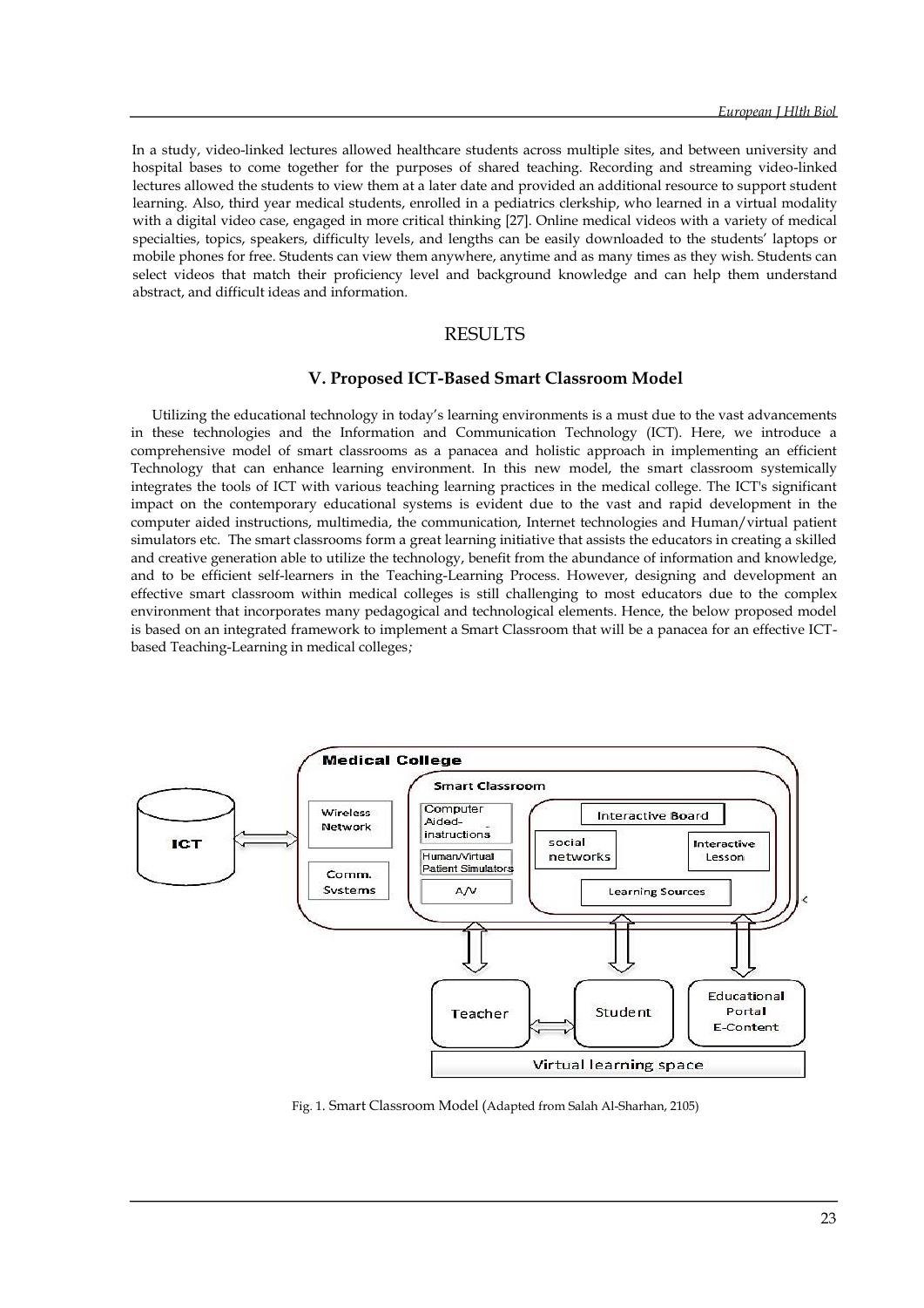In a study, video-linked lectures allowed healthcare students across multiple sites, and between university and hospital bases to come together for the purposes of shared teaching. Recording and streaming video-linked lectures allowed the students to view them at a later date and provided an additional resource to support student learning. Also, third year medical students, enrolled in a pediatrics clerkship, who learned in a virtual modality with a digital video case, engaged in more critical thinking [27]. Online medical videos with a variety of medical specialties, topics, speakers, difficulty levels, and lengths can be easily downloaded to the students' laptops or mobile phones for free. Students can view them anywhere, anytime and as many times as they wish. Students can select videos that match their proficiency level and background knowledge and can help them understand abstract, and difficult ideas and information.

## RESULTS

### V. Proposed ICT-Based Smart Classroom Model

Utilizing the educational technology in today's learning environments is a must due to the vast advancements in these technologies and the Information and Communication Technology (ICT). Here, we introduce a comprehensive model of smart classrooms as a panacea and holistic approach in implementing an efficient Technology that can enhance learning environment. In this new model, the smart classroom systemically integrates the tools of ICT with various teaching learning practices in the medical college. The ICT's significant impact on the contemporary educational systems is evident due to the vast and rapid development in the computer aided instructions, multimedia, the communication, Internet technologies and Human/virtual patient simulators etc. The smart classrooms form a great learning initiative that assists the educators in creating a skilled and creative generation able to utilize the technology, benefit from the abundance of information and knowledge, and to be efficient self-learners in the Teaching-Learning Process. However, designing and development an effective smart classroom within medical colleges is still challenging to most educators due to the complex environment that incorporates many pedagogical and technological elements. Hence, the below proposed model is based on an integrated framework to implement a Smart Classroom that will be a panacea for an effective ICT-based Teaching-Learning in medical colleges;

Fig. 1. Smart Classroom Model (Adapted from Salah Al-Sharhan, 2105)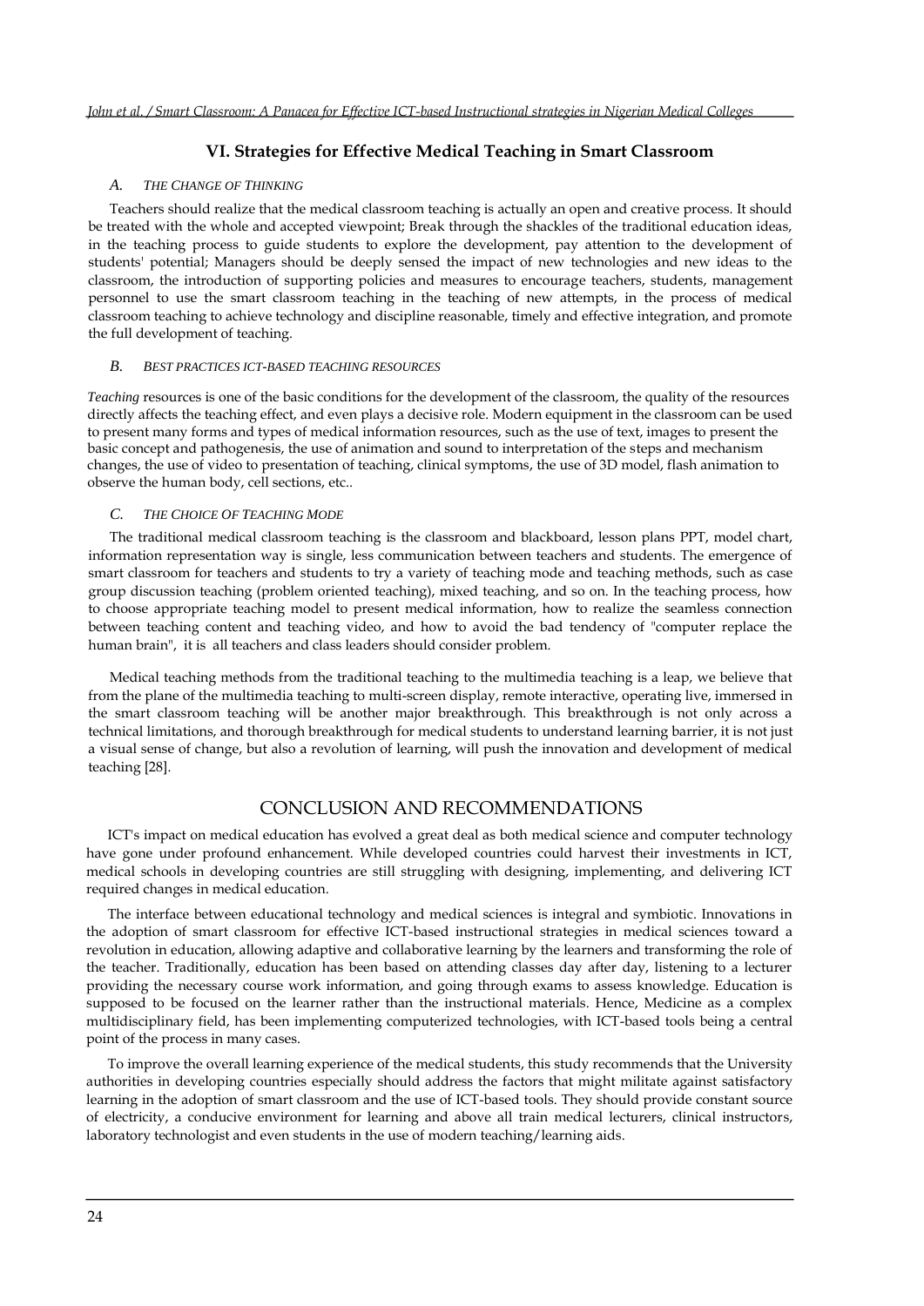## VI. Strategies for Effective Medical Teaching in Smart Classroom

### A. THE CHANGE OF THINKING

Teachers should realize that the medical classroom teaching is actually an open and creative process. It should be treated with the whole and accepted viewpoint; Break through the shackles of the traditional education ideas, in the teaching process to guide students to explore the development, pay attention to the development of students' potential; Managers should be deeply sensed the impact of new technologies and new ideas to the classroom, the introduction of supporting policies and measures to encourage teachers, students, management personnel to use the smart classroom teaching in the teaching of new attempts, in the process of medical classroom teaching to achieve technology and discipline reasonable, timely and effective integration, and promote the full development of teaching.

### B. BEST PRACTICES ICT-BASED TEACHING RESOURCES

*Teaching* resources is one of the basic conditions for the development of the classroom, the quality of the resources directly affects the teaching effect, and even plays a decisive role. Modern equipment in the classroom can be used to present many forms and types of medical information resources, such as the use of text, images to present the basic concept and pathogenesis, the use of animation and sound to interpretation of the steps and mechanism changes, the use of video to presentation of teaching, clinical symptoms, the use of 3D model, flash animation to observe the human body, cell sections, etc..

### C. THE CHOICE OF TEACHING MODE

The traditional medical classroom teaching is the classroom and blackboard, lesson plans PPT, model chart, information representation way is single, less communication between teachers and students. The emergence of smart classroom for teachers and students to try a variety of teaching mode and teaching methods, such as case group discussion teaching (problem oriented teaching), mixed teaching, and so on. In the teaching process, how to choose appropriate teaching model to present medical information, how to realize the seamless connection between teaching content and teaching video, and how to avoid the bad tendency of "computer replace the human brain", it is all teachers and class leaders should consider problem.

Medical teaching methods from the traditional teaching to the multimedia teaching is a leap, we believe that from the plane of the multimedia teaching to multi-screen display, remote interactive, operating live, immersed in the smart classroom teaching will be another major breakthrough. This breakthrough is not only across a technical limitations, and thorough breakthrough for medical students to understand learning barrier, it is not just a visual sense of change, but also a revolution of learning, will push the innovation and development of medical teaching [28].

## CONCLUSION AND RECOMMENDATIONS

ICT's impact on medical education has evolved a great deal as both medical science and computer technology have gone under profound enhancement. While developed countries could harvest their investments in ICT, medical schools in developing countries are still struggling with designing, implementing, and delivering ICT required changes in medical education.

The interface between educational technology and medical sciences is integral and symbiotic. Innovations in the adoption of smart classroom for effective ICT-based instructional strategies in medical sciences toward a revolution in education, allowing adaptive and collaborative learning by the learners and transforming the role of the teacher. Traditionally, education has been based on attending classes day after day, listening to a lecturer providing the necessary course work information, and going through exams to assess knowledge. Education is supposed to be focused on the learner rather than the instructional materials. Hence, Medicine as a complex multidisciplinary field, has been implementing computerized technologies, with ICT-based tools being a central point of the process in many cases.

To improve the overall learning experience of the medical students, this study recommends that the University authorities in developing countries especially should address the factors that might militate against satisfactory learning in the adoption of smart classroom and the use of ICT-based tools. They should provide constant source of electricity, a conducive environment for learning and above all train medical lecturers, clinical instructors, laboratory technologist and even students in the use of modern teaching/learning aids.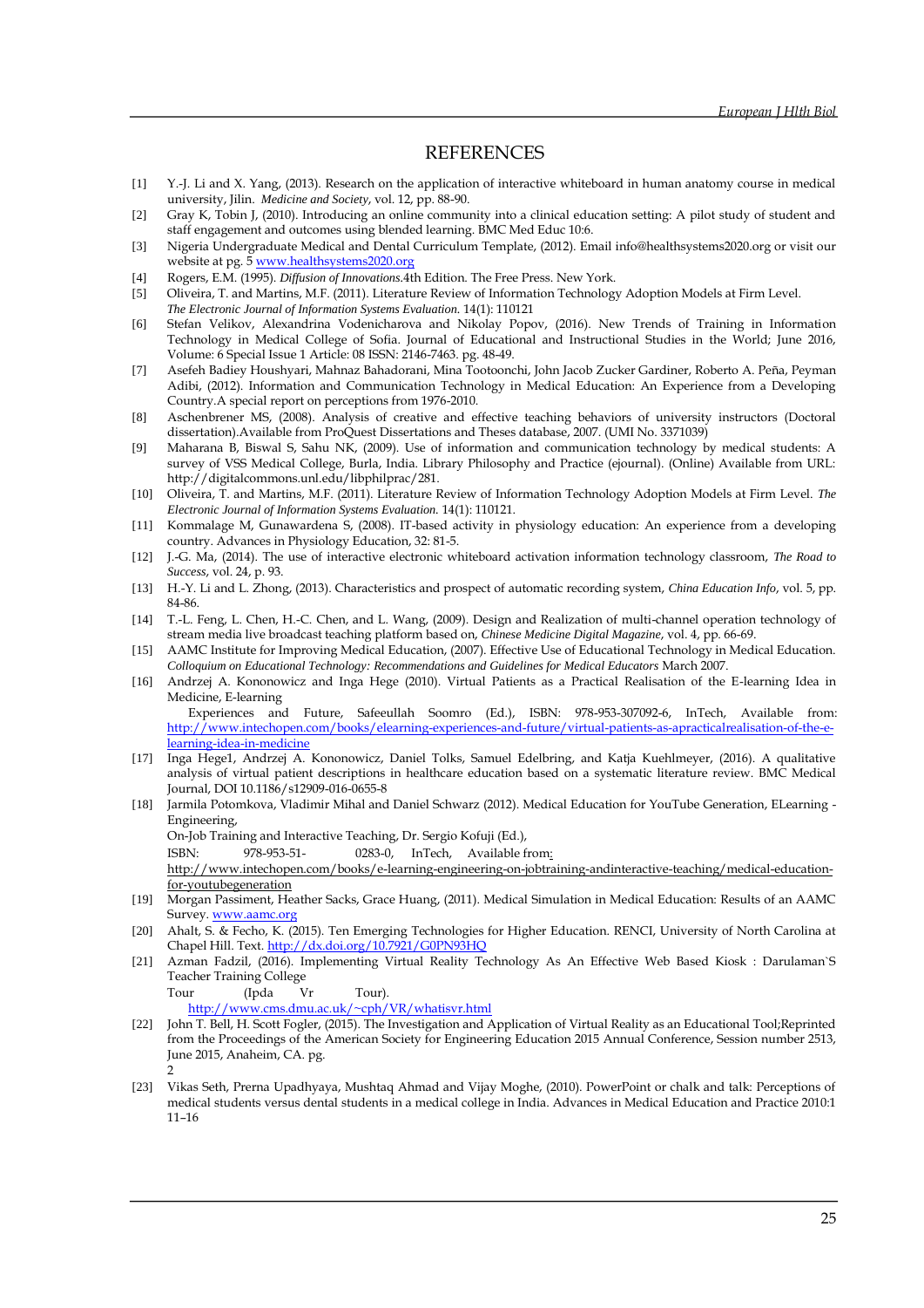# REFERENCES

[1] Y.-J. Li and X. Yang, (2013). Research on the application of interactive whiteboard in human anatomy course in medical university, Jilin. *Medicine and Society*, vol. 12, pp. 88-90.

[2] Gray K, Tobin J, (2010). Introducing an online community into a clinical education setting: A pilot study of student and staff engagement and outcomes using blended learning. BMC Med Educ 10:6.

[3] Nigeria Undergraduate Medical and Dental Curriculum Template, (2012). Email info@healthsystems2020.org or visit our website at pg. 5 www.healthsystems2020.org

[4] Rogers, E.M. (1995). *Diffusion of Innovations*.4th Edition. The Free Press. New York.

[5] Oliveira, T. and Martins, M.F. (2011). Literature Review of Information Technology Adoption Models at Firm Level. *The Electronic Journal of Information Systems Evaluation.* 14(1): 110121

[6] Stefan Velikov, Alexandrina Vodenicharova and Nikolay Popov, (2016). New Trends of Training in Information Technology in Medical College of Sofia. Journal of Educational and Instructional Studies in the World; June 2016, Volume: 6 Special Issue 1 Article: 08 ISSN: 2146-7463. pg. 48-49.

[7] Asefeh Badiey Houshyari, Mahnaz Bahadorani, Mina Tootoonchi, John Jacob Zucker Gardiner, Roberto A. Peña, Peyman Adibi, (2012). Information and Communication Technology in Medical Education: An Experience from a Developing Country.A special report on perceptions from 1976-2010.

[8] Aschenbrener MS, (2008). Analysis of creative and effective teaching behaviors of university instructors (Doctoral dissertation).Available from ProQuest Dissertations and Theses database, 2007. (UMI No. 3371039)

[9] Maharana B, Biswal S, Sahu NK, (2009). Use of information and communication technology by medical students: A survey of VSS Medical College, Burla, India. Library Philosophy and Practice (ejournal). (Online) Available from URL: http://digitalcommons.unl.edu/libphilprac/281.

[10] Oliveira, T. and Martins, M.F. (2011). Literature Review of Information Technology Adoption Models at Firm Level. *The Electronic Journal of Information Systems Evaluation.* 14(1): 110121.

[11] Kommalage M, Gunawardena S, (2008). IT-based activity in physiology education: An experience from a developing country. Advances in Physiology Education, 32: 81-5.

[12] J.-G. Ma, (2014). The use of interactive electronic whiteboard activation information technology classroom, *The Road to Success*, vol. 24, p. 93.

[13] H.-Y. Li and L. Zhong, (2013). Characteristics and prospect of automatic recording system, *China Education Info*, vol. 5, pp. 84-86.

[14] T.-L. Feng, L. Chen, H.-C. Chen, and L. Wang, (2009). Design and Realization of multi-channel operation technology of stream media live broadcast teaching platform based on, *Chinese Medicine Digital Magazine*, vol. 4, pp. 66-69.

[15] AAMC Institute for Improving Medical Education, (2007). Effective Use of Educational Technology in Medical Education. *Colloquium on Educational Technology: Recommendations and Guidelines for Medical Educators* March 2007.

[16] Andrzej A. Kononowicz and Inga Hege (2010). Virtual Patients as a Practical Realisation of the E-learning Idea in Medicine, E-learning Experiences and Future, Safeeullah Soomro (Ed.), ISBN: 978-953-307092-6, InTech, Available from: http://www.intechopen.com/books/elearning-experiences-and-future/virtual-patients-as-apracticalrealisation-of-the-e-learning-idea-in-medicine

[17] Inga Hege1, Andrzej A. Kononowicz, Daniel Tolks, Samuel Edelbring, and Katja Kuehlmeyer, (2016). A qualitative analysis of virtual patient descriptions in healthcare education based on a systematic literature review. BMC Medical Journal, DOI 10.1186/s12909-016-0655-8

[18] Jarmila Potomkova, Vladimir Mihal and Daniel Schwarz (2012). Medical Education for YouTube Generation, ELearning - Engineering, On-Job Training and Interactive Teaching, Dr. Sergio Kofuji (Ed.), ISBN: 978-953-51-0283-0, InTech, Available from: http://www.intechopen.com/books/e-learning-engineering-on-jobtraining-andinteractive-teaching/medical-education-for-youtubegeneration

[19] Morgan Passiment, Heather Sacks, Grace Huang, (2011). Medical Simulation in Medical Education: Results of an AAMC Survey. www.aamc.org

[20] Ahalt, S. & Fecho, K. (2015). Ten Emerging Technologies for Higher Education. RENCI, University of North Carolina at Chapel Hill. Text. http://dx.doi.org/10.7921/G0PN93HQ

[21] Azman Fadzil, (2016). Implementing Virtual Reality Technology As An Effective Web Based Kiosk : Darulaman`S Teacher Training College Tour (Ipda Vr Tour). http://www.cms.dmu.ac.uk/~cph/VR/whatisvr.html

[22] John T. Bell, H. Scott Fogler, (2015). The Investigation and Application of Virtual Reality as an Educational Tool;Reprinted from the Proceedings of the American Society for Engineering Education 2015 Annual Conference, Session number 2513, June 2015, Anaheim, CA. pg. 2

[23] Vikas Seth, Prerna Upadhyaya, Mushtaq Ahmad and Vijay Moghe, (2010). PowerPoint or chalk and talk: Perceptions of medical students versus dental students in a medical college in India. Advances in Medical Education and Practice 2010:1 11–16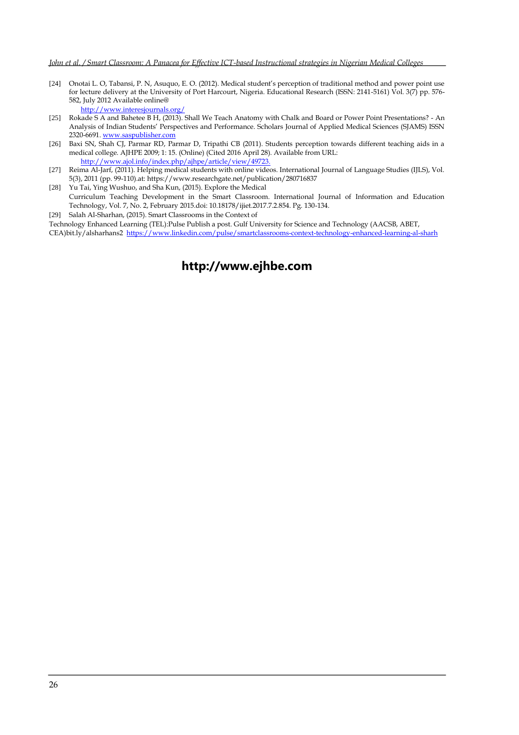[24] Onotai L. O, Tabansi, P. N, Asuquo, E. O. (2012). Medical student's perception of traditional method and power point use for lecture delivery at the University of Port Harcourt, Nigeria. Educational Research (ISSN: 2141-5161) Vol. 3(7) pp. 576-582, July 2012 Available online@ http://www.interesjournals.org/

[25] Rokade S A and Bahetee B H, (2013). Shall We Teach Anatomy with Chalk and Board or Power Point Presentations? - An Analysis of Indian Students' Perspectives and Performance. Scholars Journal of Applied Medical Sciences (SJAMS) ISSN 2320-6691. www.saspublisher.com

[26] Baxi SN, Shah CJ, Parmar RD, Parmar D, Tripathi CB (2011). Students perception towards different teaching aids in a medical college. AJHPE 2009; 1: 15. (Online) (Cited 2016 April 28). Available from URL: http://www.ajol.info/index.php/ajhpe/article/view/49723.

[27] Reima Al-Jarf, (2011). Helping medical students with online videos. International Journal of Language Studies (IJLS), Vol. 5(3), 2011 (pp. 99-110).at: https://www.researchgate.net/publication/280716837

[28] Yu Tai, Ying Wushuo, and Sha Kun, (2015). Explore the Medical Curriculum Teaching Development in the Smart Classroom. International Journal of Information and Education Technology, Vol. 7, No. 2, February 2015.doi: 10.18178/ijiet.2017.7.2.854. Pg. 130-134.

[29] Salah Al-Sharhan, (2015). Smart Classrooms in the Context of Technology Enhanced Learning (TEL):Pulse Publish a post. Gulf University for Science and Technology (AACSB, ABET, CEA)bit.ly/alsharhans2 https://www.linkedin.com/pulse/smartclassrooms-context-technology-enhanced-learning-al-sharh

**http://www.ejhbe.com**